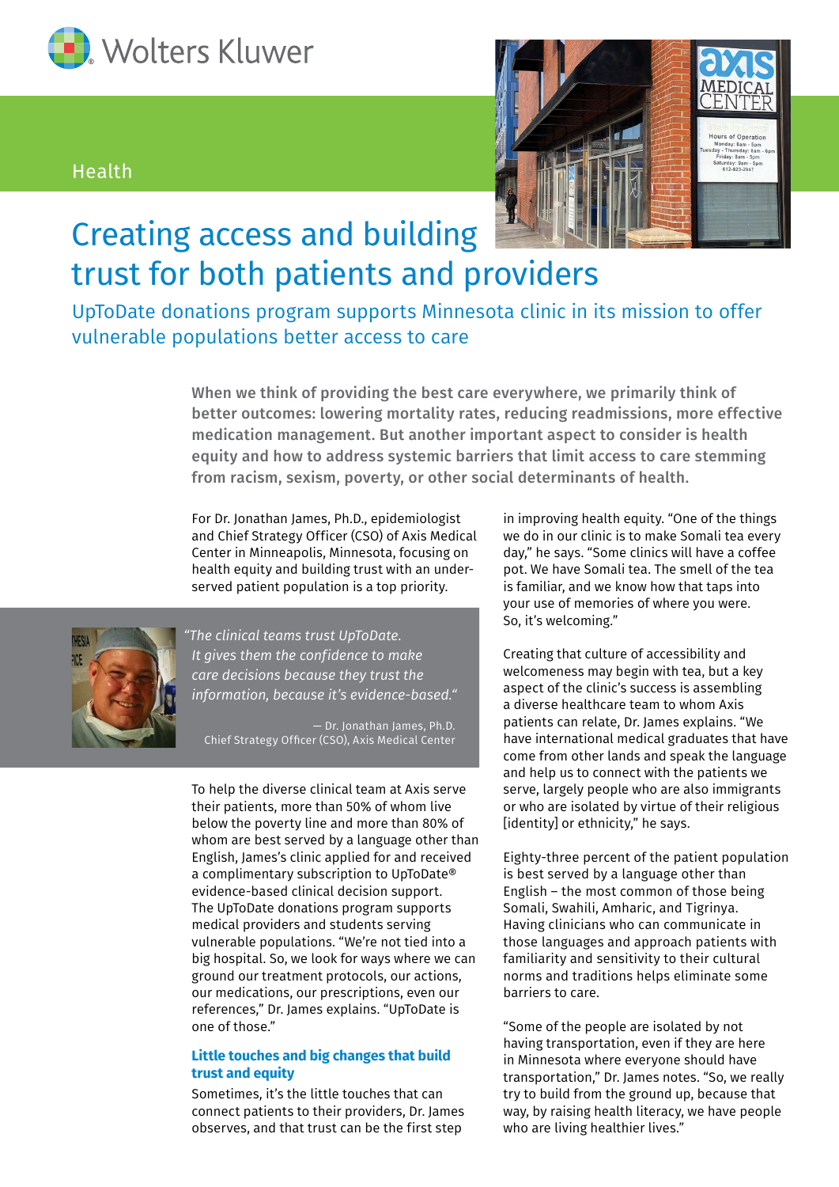Wolters Kluwer

Health

# Creating access and building trust for both patients and providers

## UpToDate donations program supports Minnesota clinic in its mission to offer vulnerable populations better access to care

**When we think of providing the best care everywhere, we primarily think of better outcomes: lowering mortality rates, reducing readmissions, more effective medication management. But another important aspect to consider is health equity and how to address systemic barriers that limit access to care stemming from racism, sexism, poverty, or other social determinants of health.**

For Dr. Jonathan James, Ph.D., epidemiologist and Chief Strategy Officer (CSO) of Axis Medical Center in Minneapolis, Minnesota, focusing on health equity and building trust with an under-served patient population is a top priority.

> *"The clinical teams trust UpToDate. It gives them the confidence to make care decisions because they trust the information, because it's evidence-based."*
>
> — Dr. Jonathan James, Ph.D.
> Chief Strategy Officer (CSO), Axis Medical Center

To help the diverse clinical team at Axis serve their patients, more than 50% of whom live below the poverty line and more than 80% of whom are best served by a language other than English, James's clinic applied for and received a complimentary subscription to UpToDate® evidence-based clinical decision support. The UpToDate donations program supports medical providers and students serving vulnerable populations. "We're not tied into a big hospital. So, we look for ways where we can ground our treatment protocols, our actions, our medications, our prescriptions, even our references," Dr. James explains. "UpToDate is one of those."

### Little touches and big changes that build trust and equity

Sometimes, it's the little touches that can connect patients to their providers, Dr. James observes, and that trust can be the first step in improving health equity. "One of the things we do in our clinic is to make Somali tea every day," he says. "Some clinics will have a coffee pot. We have Somali tea. The smell of the tea is familiar, and we know how that taps into your use of memories of where you were. So, it's welcoming."

Creating that culture of accessibility and welcomeness may begin with tea, but a key aspect of the clinic's success is assembling a diverse healthcare team to whom Axis patients can relate, Dr. James explains. "We have international medical graduates that have come from other lands and speak the language and help us to connect with the patients we serve, largely people who are also immigrants or who are isolated by virtue of their religious [identity] or ethnicity," he says.

Eighty-three percent of the patient population is best served by a language other than English – the most common of those being Somali, Swahili, Amharic, and Tigrinya. Having clinicians who can communicate in those languages and approach patients with familiarity and sensitivity to their cultural norms and traditions helps eliminate some barriers to care.

"Some of the people are isolated by not having transportation, even if they are here in Minnesota where everyone should have transportation," Dr. James notes. "So, we really try to build from the ground up, because that way, by raising health literacy, we have people who are living healthier lives."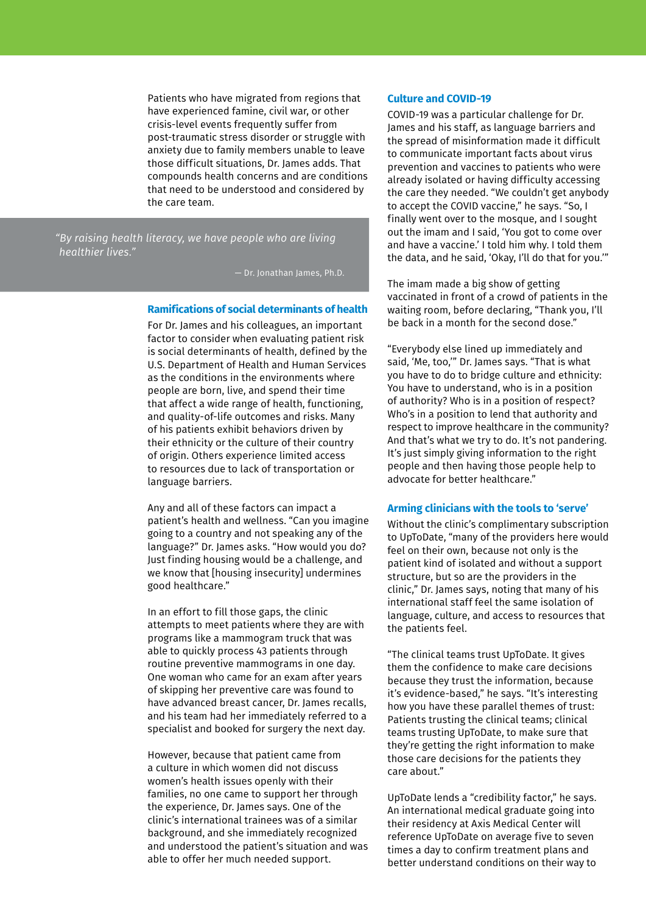Patients who have migrated from regions that have experienced famine, civil war, or other crisis-level events frequently suffer from post-traumatic stress disorder or struggle with anxiety due to family members unable to leave those difficult situations, Dr. James adds. That compounds health concerns and are conditions that need to be understood and considered by the care team.

> *"By raising health literacy, we have people who are living healthier lives."*
>
> — Dr. Jonathan James, Ph.D.

## Ramifications of social determinants of health

For Dr. James and his colleagues, an important factor to consider when evaluating patient risk is social determinants of health, defined by the U.S. Department of Health and Human Services as the conditions in the environments where people are born, live, and spend their time that affect a wide range of health, functioning, and quality-of-life outcomes and risks. Many of his patients exhibit behaviors driven by their ethnicity or the culture of their country of origin. Others experience limited access to resources due to lack of transportation or language barriers.

Any and all of these factors can impact a patient's health and wellness. "Can you imagine going to a country and not speaking any of the language?" Dr. James asks. "How would you do? Just finding housing would be a challenge, and we know that [housing insecurity] undermines good healthcare."

In an effort to fill those gaps, the clinic attempts to meet patients where they are with programs like a mammogram truck that was able to quickly process 43 patients through routine preventive mammograms in one day. One woman who came for an exam after years of skipping her preventive care was found to have advanced breast cancer, Dr. James recalls, and his team had her immediately referred to a specialist and booked for surgery the next day.

However, because that patient came from a culture in which women did not discuss women's health issues openly with their families, no one came to support her through the experience, Dr. James says. One of the clinic's international trainees was of a similar background, and she immediately recognized and understood the patient's situation and was able to offer her much needed support.

## Culture and COVID-19

COVID-19 was a particular challenge for Dr. James and his staff, as language barriers and the spread of misinformation made it difficult to communicate important facts about virus prevention and vaccines to patients who were already isolated or having difficulty accessing the care they needed. "We couldn't get anybody to accept the COVID vaccine," he says. "So, I finally went over to the mosque, and I sought out the imam and I said, 'You got to come over and have a vaccine.' I told him why. I told them the data, and he said, 'Okay, I'll do that for you.'"

The imam made a big show of getting vaccinated in front of a crowd of patients in the waiting room, before declaring, "Thank you, I'll be back in a month for the second dose."

"Everybody else lined up immediately and said, 'Me, too,'" Dr. James says. "That is what you have to do to bridge culture and ethnicity: You have to understand, who is in a position of authority? Who is in a position of respect? Who's in a position to lend that authority and respect to improve healthcare in the community? And that's what we try to do. It's not pandering. It's just simply giving information to the right people and then having those people help to advocate for better healthcare."

## Arming clinicians with the tools to 'serve'

Without the clinic's complimentary subscription to UpToDate, "many of the providers here would feel on their own, because not only is the patient kind of isolated and without a support structure, but so are the providers in the clinic," Dr. James says, noting that many of his international staff feel the same isolation of language, culture, and access to resources that the patients feel.

"The clinical teams trust UpToDate. It gives them the confidence to make care decisions because they trust the information, because it's evidence-based," he says. "It's interesting how you have these parallel themes of trust: Patients trusting the clinical teams; clinical teams trusting UpToDate, to make sure that they're getting the right information to make those care decisions for the patients they care about."

UpToDate lends a "credibility factor," he says. An international medical graduate going into their residency at Axis Medical Center will reference UpToDate on average five to seven times a day to confirm treatment plans and better understand conditions on their way to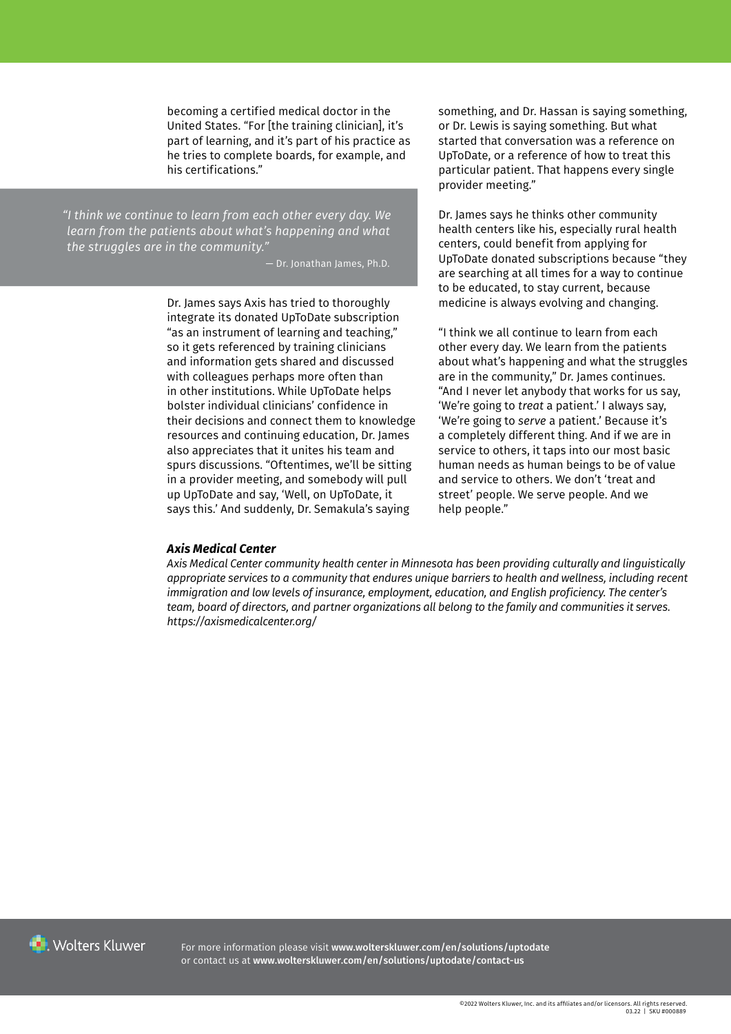becoming a certified medical doctor in the United States. "For [the training clinician], it's part of learning, and it's part of his practice as he tries to complete boards, for example, and his certifications."

> *"I think we continue to learn from each other every day. We learn from the patients about what's happening and what the struggles are in the community."*
>
> — Dr. Jonathan James, Ph.D.

Dr. James says Axis has tried to thoroughly integrate its donated UpToDate subscription "as an instrument of learning and teaching," so it gets referenced by training clinicians and information gets shared and discussed with colleagues perhaps more often than in other institutions. While UpToDate helps bolster individual clinicians' confidence in their decisions and connect them to knowledge resources and continuing education, Dr. James also appreciates that it unites his team and spurs discussions. "Oftentimes, we'll be sitting in a provider meeting, and somebody will pull up UpToDate and say, 'Well, on UpToDate, it says this.' And suddenly, Dr. Semakula's saying something, and Dr. Hassan is saying something, or Dr. Lewis is saying something. But what started that conversation was a reference on UpToDate, or a reference of how to treat this particular patient. That happens every single provider meeting."

Dr. James says he thinks other community health centers like his, especially rural health centers, could benefit from applying for UpToDate donated subscriptions because "they are searching at all times for a way to continue to be educated, to stay current, because medicine is always evolving and changing.

"I think we all continue to learn from each other every day. We learn from the patients about what's happening and what the struggles are in the community," Dr. James continues. "And I never let anybody that works for us say, 'We're going to *treat* a patient.' I always say, 'We're going to *serve* a patient.' Because it's a completely different thing. And if we are in service to others, it taps into our most basic human needs as human beings to be of value and service to others. We don't 'treat and street' people. We serve people. And we help people."

***Axis Medical Center***

*Axis Medical Center community health center in Minnesota has been providing culturally and linguistically appropriate services to a community that endures unique barriers to health and wellness, including recent immigration and low levels of insurance, employment, education, and English proficiency. The center's team, board of directors, and partner organizations all belong to the family and communities it serves. https://axismedicalcenter.org/*

Wolters Kluwer

For more information please visit **www.wolterskluwer.com/en/solutions/uptodate**
or contact us at **www.wolterskluwer.com/en/solutions/uptodate/contact-us**

©2022 Wolters Kluwer, Inc. and its affiliates and/or licensors. All rights reserved.
03.22 | SKU #000889